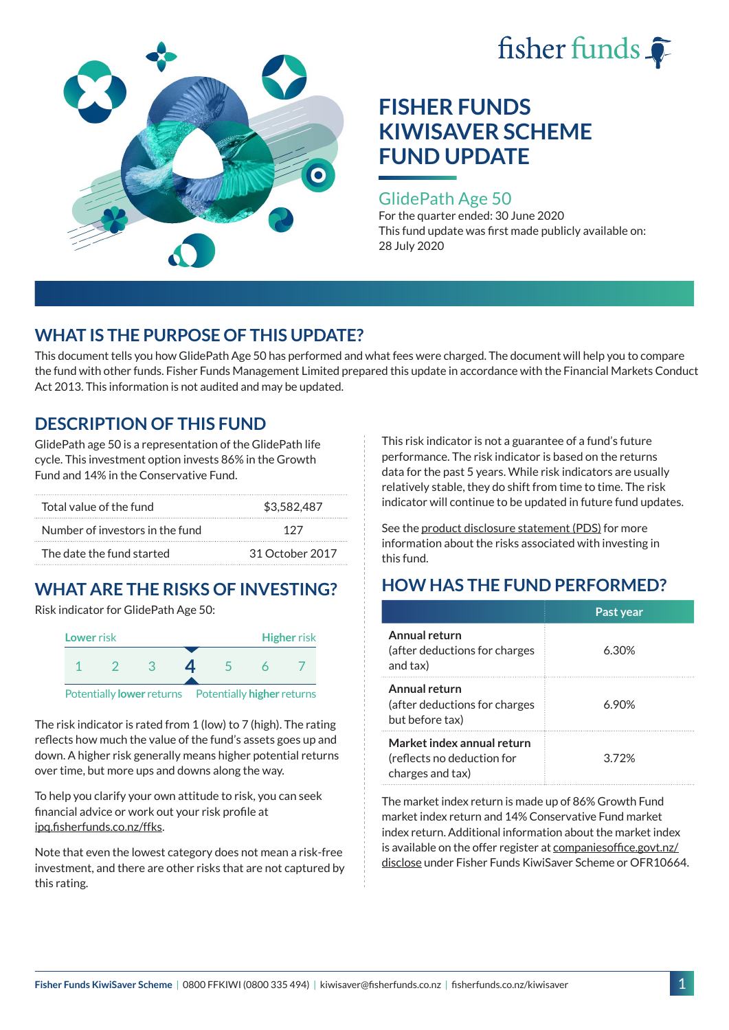fisher funds

# FISHER FUNDS KIWISAVER SCHEME FUND UPDATE

## GlidePath Age 50

For the quarter ended: 30 June 2020

This fund update was first made publicly available on: 28 July 2020

## WHAT IS THE PURPOSE OF THIS UPDATE?

This document tells you how GlidePath Age 50 has performed and what fees were charged. The document will help you to compare the fund with other funds. Fisher Funds Management Limited prepared this update in accordance with the Financial Markets Conduct Act 2013. This information is not audited and may be updated.

## DESCRIPTION OF THIS FUND

GlidePath age 50 is a representation of the GlidePath life cycle. This investment option invests 86% in the Growth Fund and 14% in the Conservative Fund.

| | |
|---|---|
| Total value of the fund | $3,582,487 |
| Number of investors in the fund | 127 |
| The date the fund started | 31 October 2017 |

## WHAT ARE THE RISKS OF INVESTING?

Risk indicator for GlidePath Age 50:

| Lower risk | | | | | | Higher risk |
|---|---|---|---|---|---|---|
| 1 | 2 | 3 | **4** | 5 | 6 | 7 |

Potentially **lower** returns — Potentially **higher** returns

The risk indicator is rated from 1 (low) to 7 (high). The rating reflects how much the value of the fund's assets goes up and down. A higher risk generally means higher potential returns over time, but more ups and downs along the way.

To help you clarify your own attitude to risk, you can seek financial advice or work out your risk profile at ipq.fisherfunds.co.nz/ffks.

Note that even the lowest category does not mean a risk-free investment, and there are other risks that are not captured by this rating.

This risk indicator is not a guarantee of a fund's future performance. The risk indicator is based on the returns data for the past 5 years. While risk indicators are usually relatively stable, they do shift from time to time. The risk indicator will continue to be updated in future fund updates.

See the product disclosure statement (PDS) for more information about the risks associated with investing in this fund.

## HOW HAS THE FUND PERFORMED?

| | Past year |
|---|---|
| **Annual return** (after deductions for charges and tax) | 6.30% |
| **Annual return** (after deductions for charges but before tax) | 6.90% |
| **Market index annual return** (reflects no deduction for charges and tax) | 3.72% |

The market index return is made up of 86% Growth Fund market index return and 14% Conservative Fund market index return. Additional information about the market index is available on the offer register at companiesoffice.govt.nz/disclose under Fisher Funds KiwiSaver Scheme or OFR10664.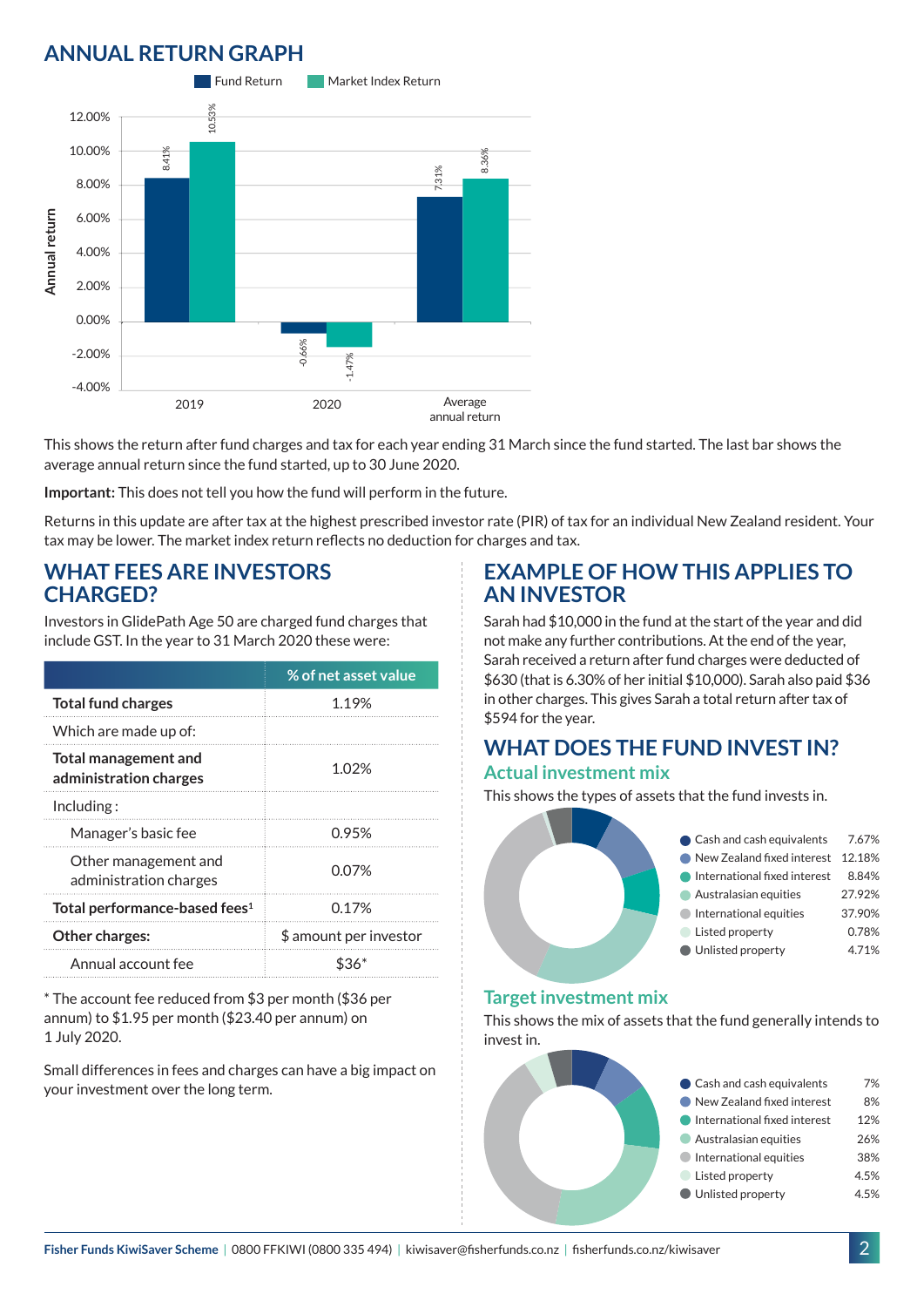## ANNUAL RETURN GRAPH

| | Fund Return | Market Index Return |
|---|---|---|
| 2019 | 8.41% | 10.53% |
| 2020 | -0.66% | -1.47% |
| Average annual return | 7.31% | 8.36% |

This shows the return after fund charges and tax for each year ending 31 March since the fund started. The last bar shows the average annual return since the fund started, up to 30 June 2020.

**Important:** This does not tell you how the fund will perform in the future.

Returns in this update are after tax at the highest prescribed investor rate (PIR) of tax for an individual New Zealand resident. Your tax may be lower. The market index return reflects no deduction for charges and tax.

## WHAT FEES ARE INVESTORS CHARGED?

Investors in GlidePath Age 50 are charged fund charges that include GST. In the year to 31 March 2020 these were:

| | % of net asset value |
|---|---|
| **Total fund charges** | 1.19% |
| Which are made up of: | |
| **Total management and administration charges** | 1.02% |
| Including : | |
| Manager's basic fee | 0.95% |
| Other management and administration charges | 0.07% |
| **Total performance-based fees**[1] | 0.17% |
| **Other charges:** | $ amount per investor |
| Annual account fee | $36* |

* The account fee reduced from $3 per month ($36 per annum) to $1.95 per month ($23.40 per annum) on 1 July 2020.

Small differences in fees and charges can have a big impact on your investment over the long term.

## EXAMPLE OF HOW THIS APPLIES TO AN INVESTOR

Sarah had $10,000 in the fund at the start of the year and did not make any further contributions. At the end of the year, Sarah received a return after fund charges were deducted of $630 (that is 6.30% of her initial $10,000). Sarah also paid $36 in other charges. This gives Sarah a total return after tax of $594 for the year.

## WHAT DOES THE FUND INVEST IN?

### Actual investment mix

This shows the types of assets that the fund invests in.

| Asset | % |
|---|---|
| Cash and cash equivalents | 7.67% |
| New Zealand fixed interest | 12.18% |
| International fixed interest | 8.84% |
| Australasian equities | 27.92% |
| International equities | 37.90% |
| Listed property | 0.78% |
| Unlisted property | 4.71% |

### Target investment mix

This shows the mix of assets that the fund generally intends to invest in.

| Asset | % |
|---|---|
| Cash and cash equivalents | 7% |
| New Zealand fixed interest | 8% |
| International fixed interest | 12% |
| Australasian equities | 26% |
| International equities | 38% |
| Listed property | 4.5% |
| Unlisted property | 4.5% |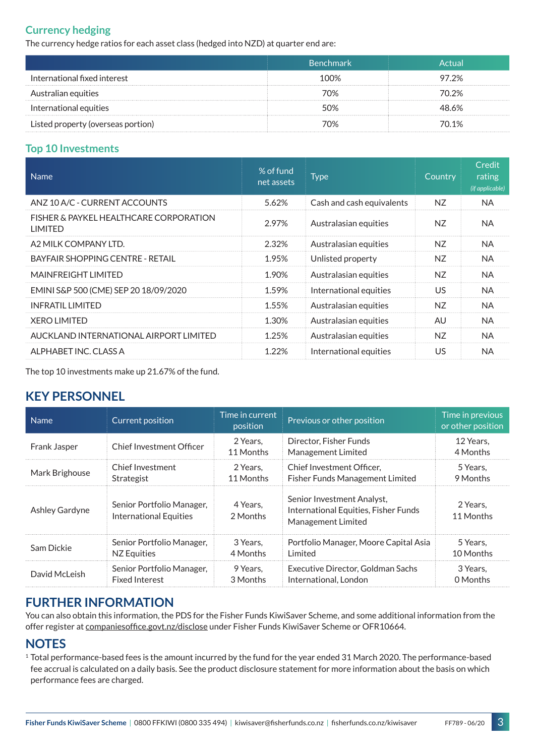## Currency hedging

The currency hedge ratios for each asset class (hedged into NZD) at quarter end are:

| | Benchmark | Actual |
|---|---|---|
| International fixed interest | 100% | 97.2% |
| Australian equities | 70% | 70.2% |
| International equities | 50% | 48.6% |
| Listed property (overseas portion) | 70% | 70.1% |

## Top 10 Investments

| Name | % of fund net assets | Type | Country | Credit rating *(if applicable)* |
|---|---|---|---|---|
| ANZ 10 A/C - CURRENT ACCOUNTS | 5.62% | Cash and cash equivalents | NZ | NA |
| FISHER & PAYKEL HEALTHCARE CORPORATION LIMITED | 2.97% | Australasian equities | NZ | NA |
| A2 MILK COMPANY LTD. | 2.32% | Australasian equities | NZ | NA |
| BAYFAIR SHOPPING CENTRE - RETAIL | 1.95% | Unlisted property | NZ | NA |
| MAINFREIGHT LIMITED | 1.90% | Australasian equities | NZ | NA |
| EMINI S&P 500 (CME) SEP 20 18/09/2020 | 1.59% | International equities | US | NA |
| INFRATIL LIMITED | 1.55% | Australasian equities | NZ | NA |
| XERO LIMITED | 1.30% | Australasian equities | AU | NA |
| AUCKLAND INTERNATIONAL AIRPORT LIMITED | 1.25% | Australasian equities | NZ | NA |
| ALPHABET INC. CLASS A | 1.22% | International equities | US | NA |

The top 10 investments make up 21.67% of the fund.

## KEY PERSONNEL

| Name | Current position | Time in current position | Previous or other position | Time in previous or other position |
|---|---|---|---|---|
| Frank Jasper | Chief Investment Officer | 2 Years, 11 Months | Director, Fisher Funds Management Limited | 12 Years, 4 Months |
| Mark Brighouse | Chief Investment Strategist | 2 Years, 11 Months | Chief Investment Officer, Fisher Funds Management Limited | 5 Years, 9 Months |
| Ashley Gardyne | Senior Portfolio Manager, International Equities | 4 Years, 2 Months | Senior Investment Analyst, International Equities, Fisher Funds Management Limited | 2 Years, 11 Months |
| Sam Dickie | Senior Portfolio Manager, NZ Equities | 3 Years, 4 Months | Portfolio Manager, Moore Capital Asia Limited | 5 Years, 10 Months |
| David McLeish | Senior Portfolio Manager, Fixed Interest | 9 Years, 3 Months | Executive Director, Goldman Sachs International, London | 3 Years, 0 Months |

## FURTHER INFORMATION

You can also obtain this information, the PDS for the Fisher Funds KiwiSaver Scheme, and some additional information from the offer register at companiesoffice.govt.nz/disclose under Fisher Funds KiwiSaver Scheme or OFR10664.

## NOTES

[1] Total performance-based fees is the amount incurred by the fund for the year ended 31 March 2020. The performance-based fee accrual is calculated on a daily basis. See the product disclosure statement for more information about the basis on which performance fees are charged.